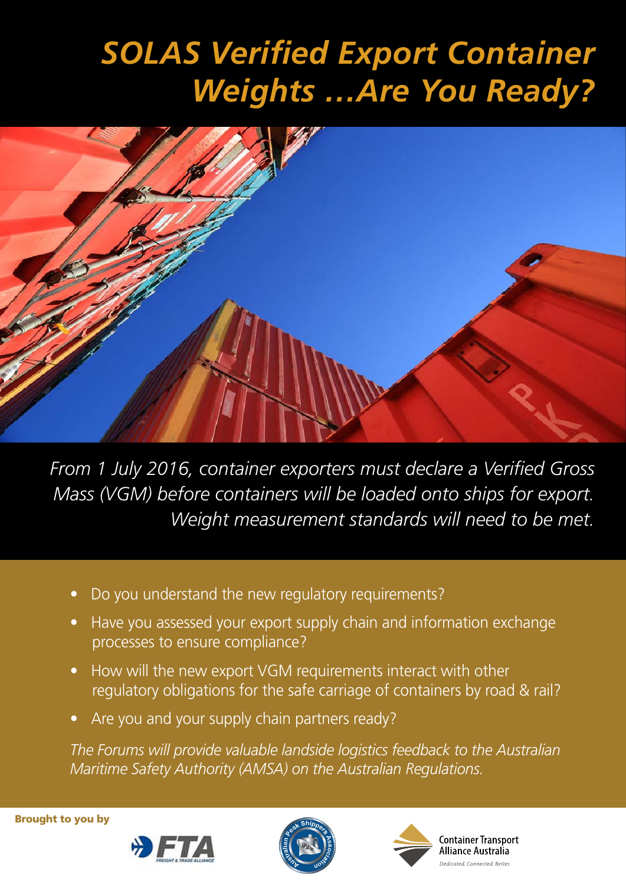# *SOLAS Verified Export Container Weights ...Are You Ready?*

*From 1 July 2016, container exporters must declare a Verified Gross Mass (VGM) before containers will be loaded onto ships for export. Weight measurement standards will need to be met.*

- Do you understand the new regulatory requirements?
- Have you assessed your export supply chain and information exchange processes to ensure compliance?
- How will the new export VGM requirements interact with other regulatory obligations for the safe carriage of containers by road & rail?
- Are you and your supply chain partners ready?

*The Forums will provide valuable landside logistics feedback to the Australian Maritime Safety Authority (AMSA) on the Australian Regulations.*

**Brought to you by**

FTA Freight & Trade Alliance

Australian Peak Shippers Association

Container Transport Alliance Australia
*Dedicated. Connected. Better.*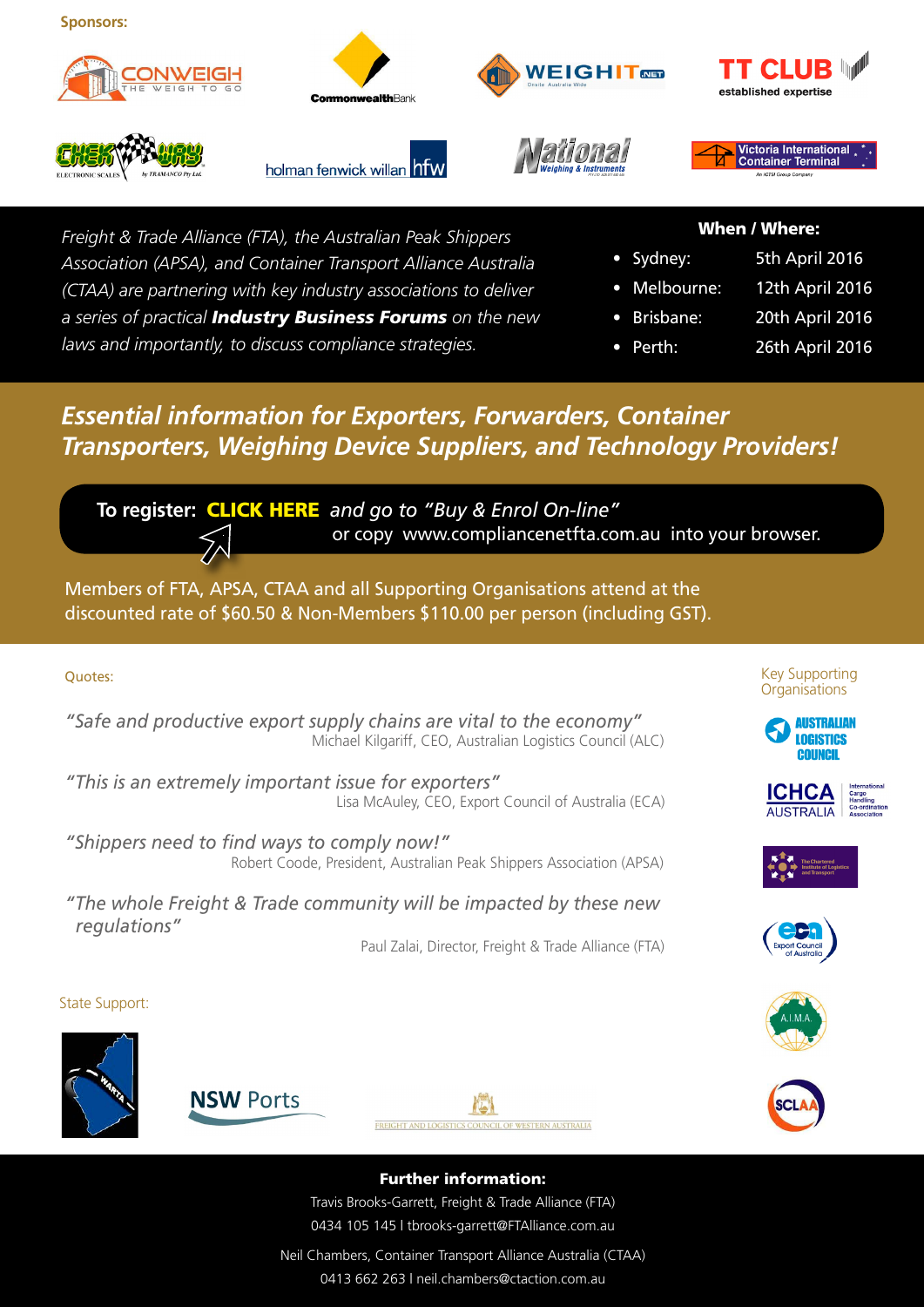Sponsors:

CONWEIGH THE WEIGH TO GO

CommonwealthBank

WEIGHIT.NET

TT CLUB established expertise

CHEKWAY

holman fenwick willan hfw

National Weighing & Instruments

Victoria International Container Terminal

*Freight & Trade Alliance (FTA), the Australian Peak Shippers Association (APSA), and Container Transport Alliance Australia (CTAA) are partnering with key industry associations to deliver a series of practical **Industry Business Forums** on the new laws and importantly, to discuss compliance strategies.*

**When / Where:**

- Sydney: 5th April 2016
- Melbourne: 12th April 2016
- Brisbane: 20th April 2016
- Perth: 26th April 2016

## *Essential information for Exporters, Forwarders, Container Transporters, Weighing Device Suppliers, and Technology Providers!*

**To register: CLICK HERE** *and go to "Buy & Enrol On-line"* or copy www.compliancenetfta.com.au into your browser.

Members of FTA, APSA, CTAA and all Supporting Organisations attend at the discounted rate of $60.50 & Non-Members $110.00 per person (including GST).

Quotes:

*"Safe and productive export supply chains are vital to the economy"*
Michael Kilgariff, CEO, Australian Logistics Council (ALC)

*"This is an extremely important issue for exporters"*
Lisa McAuley, CEO, Export Council of Australia (ECA)

*"Shippers need to find ways to comply now!"*
Robert Coode, President, Australian Peak Shippers Association (APSA)

*"The whole Freight & Trade community will be impacted by these new regulations"*
Paul Zalai, Director, Freight & Trade Alliance (FTA)

Key Supporting Organisations

AUSTRALIAN LOGISTICS COUNCIL

ICHCA AUSTRALIA International Cargo Handling Co-ordination Association

The Chartered Institute of Logistics and Transport

Export Council of Australia

A.I.M.A.

SCLAA

State Support:

WARTA

NSW Ports

FREIGHT AND LOGISTICS COUNCIL OF WESTERN AUSTRALIA

**Further information:**

Travis Brooks-Garrett, Freight & Trade Alliance (FTA)
0434 105 145 | tbrooks-garrett@FTAlliance.com.au

Neil Chambers, Container Transport Alliance Australia (CTAA)
0413 662 263 | neil.chambers@ctaction.com.au